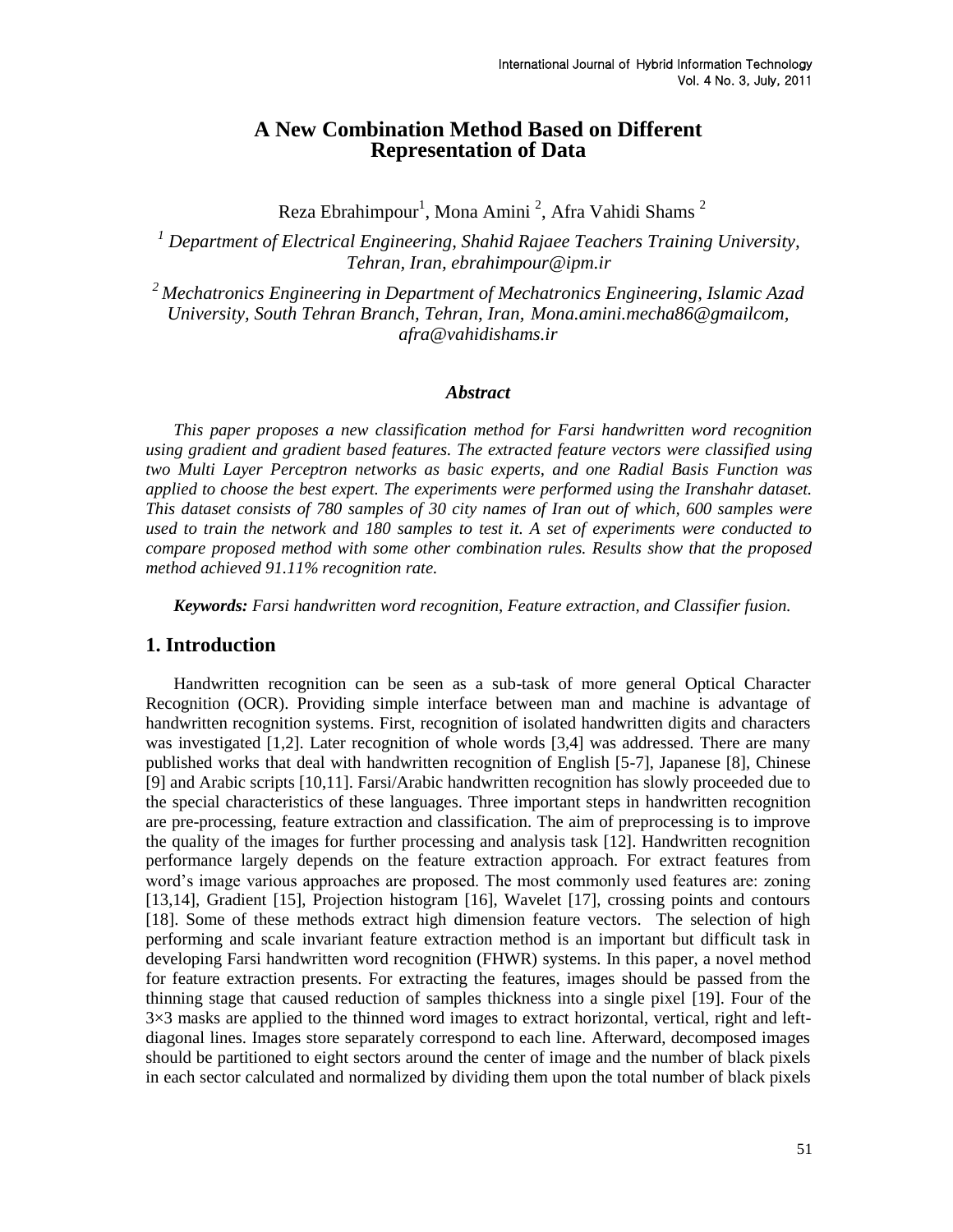# A New Combination Method Based on Different Representation of Data

Reza Ebrahimpour[1], Mona Amini [2], Afra Vahidi Shams [2]

*[1] Department of Electrical Engineering, Shahid Rajaee Teachers Training University, Tehran, Iran, ebrahimpour@ipm.ir*

*[2] Mechatronics Engineering in Department of Mechatronics Engineering, Islamic Azad University, South Tehran Branch, Tehran, Iran, Mona.amini.mecha86@gmailcom, afra@vahidishams.ir*

### *Abstract*

*This paper proposes a new classification method for Farsi handwritten word recognition using gradient and gradient based features. The extracted feature vectors were classified using two Multi Layer Perceptron networks as basic experts, and one Radial Basis Function was applied to choose the best expert. The experiments were performed using the Iranshahr dataset. This dataset consists of 780 samples of 30 city names of Iran out of which, 600 samples were used to train the network and 180 samples to test it. A set of experiments were conducted to compare proposed method with some other combination rules. Results show that the proposed method achieved 91.11% recognition rate.*

***Keywords:** Farsi handwritten word recognition, Feature extraction, and Classifier fusion.*

## 1. Introduction

Handwritten recognition can be seen as a sub-task of more general Optical Character Recognition (OCR). Providing simple interface between man and machine is advantage of handwritten recognition systems. First, recognition of isolated handwritten digits and characters was investigated [1,2]. Later recognition of whole words [3,4] was addressed. There are many published works that deal with handwritten recognition of English [5-7], Japanese [8], Chinese [9] and Arabic scripts [10,11]. Farsi/Arabic handwritten recognition has slowly proceeded due to the special characteristics of these languages. Three important steps in handwritten recognition are pre-processing, feature extraction and classification. The aim of preprocessing is to improve the quality of the images for further processing and analysis task [12]. Handwritten recognition performance largely depends on the feature extraction approach. For extract features from word's image various approaches are proposed. The most commonly used features are: zoning [13,14], Gradient [15], Projection histogram [16], Wavelet [17], crossing points and contours [18]. Some of these methods extract high dimension feature vectors. The selection of high performing and scale invariant feature extraction method is an important but difficult task in developing Farsi handwritten word recognition (FHWR) systems. In this paper, a novel method for feature extraction presents. For extracting the features, images should be passed from the thinning stage that caused reduction of samples thickness into a single pixel [19]. Four of the 3×3 masks are applied to the thinned word images to extract horizontal, vertical, right and left-diagonal lines. Images store separately correspond to each line. Afterward, decomposed images should be partitioned to eight sectors around the center of image and the number of black pixels in each sector calculated and normalized by dividing them upon the total number of black pixels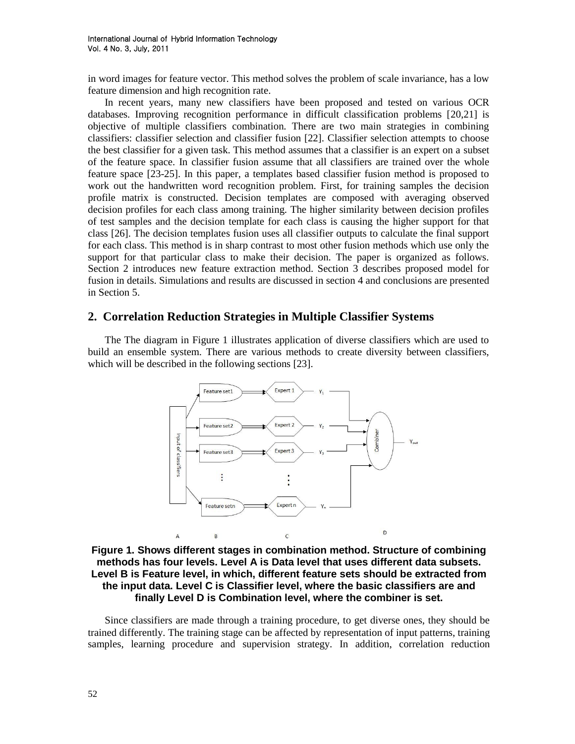in word images for feature vector. This method solves the problem of scale invariance, has a low feature dimension and high recognition rate.

In recent years, many new classifiers have been proposed and tested on various OCR databases. Improving recognition performance in difficult classification problems [20,21] is objective of multiple classifiers combination. There are two main strategies in combining classifiers: classifier selection and classifier fusion [22]. Classifier selection attempts to choose the best classifier for a given task. This method assumes that a classifier is an expert on a subset of the feature space. In classifier fusion assume that all classifiers are trained over the whole feature space [23-25]. In this paper, a templates based classifier fusion method is proposed to work out the handwritten word recognition problem. First, for training samples the decision profile matrix is constructed. Decision templates are composed with averaging observed decision profiles for each class among training. The higher similarity between decision profiles of test samples and the decision template for each class is causing the higher support for that class [26]. The decision templates fusion uses all classifier outputs to calculate the final support for each class. This method is in sharp contrast to most other fusion methods which use only the support for that particular class to make their decision. The paper is organized as follows. Section 2 introduces new feature extraction method. Section 3 describes proposed model for fusion in details. Simulations and results are discussed in section 4 and conclusions are presented in Section 5.

## 2. Correlation Reduction Strategies in Multiple Classifier Systems

The The diagram in Figure 1 illustrates application of diverse classifiers which are used to build an ensemble system. There are various methods to create diversity between classifiers, which will be described in the following sections [23].

**Figure 1. Shows different stages in combination method. Structure of combining methods has four levels. Level A is Data level that uses different data subsets. Level B is Feature level, in which, different feature sets should be extracted from the input data. Level C is Classifier level, where the basic classifiers are and finally Level D is Combination level, where the combiner is set.**

Since classifiers are made through a training procedure, to get diverse ones, they should be trained differently. The training stage can be affected by representation of input patterns, training samples, learning procedure and supervision strategy. In addition, correlation reduction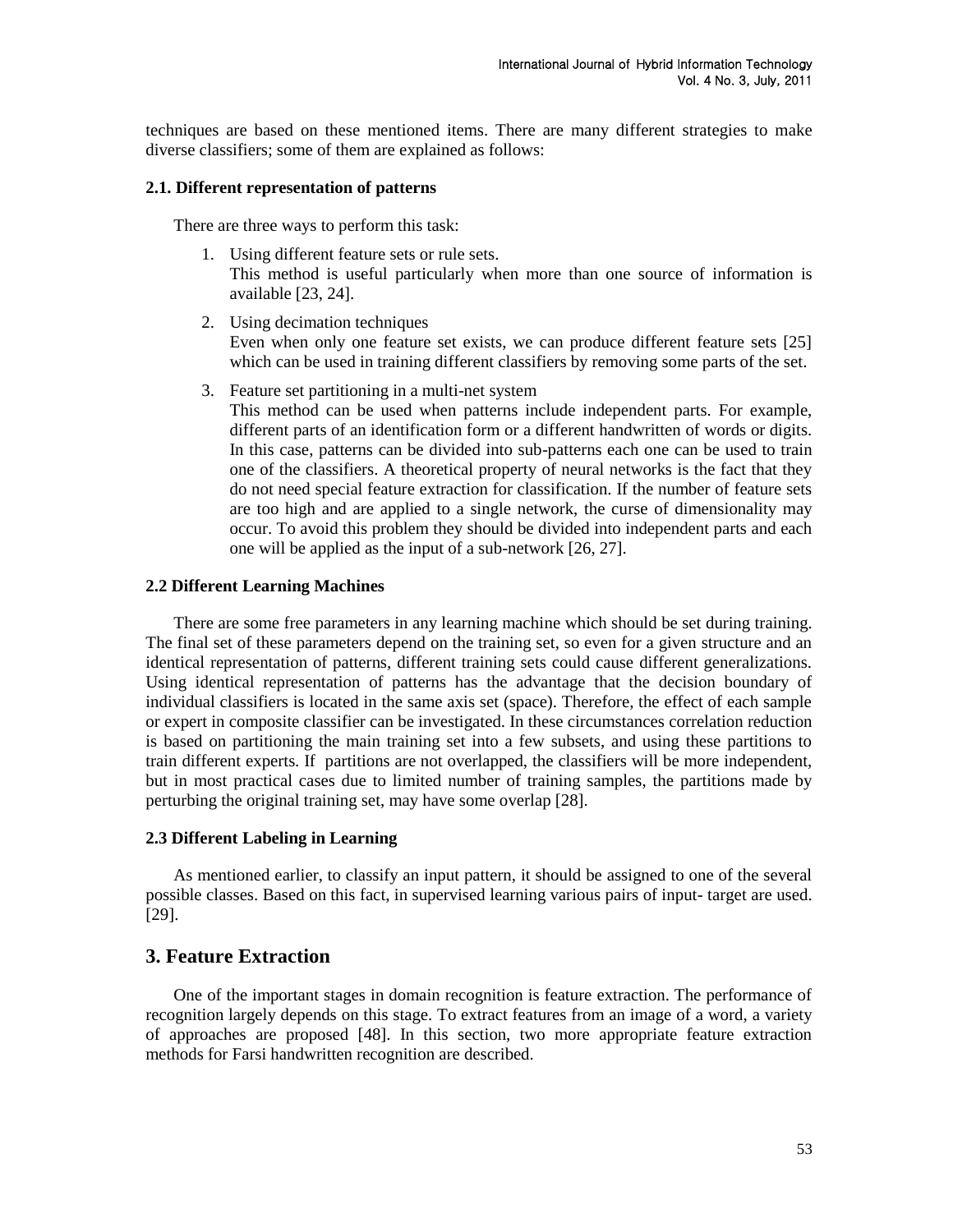techniques are based on these mentioned items. There are many different strategies to make diverse classifiers; some of them are explained as follows:

### 2.1. Different representation of patterns

There are three ways to perform this task:

1. Using different feature sets or rule sets.
   This method is useful particularly when more than one source of information is available [23, 24].

2. Using decimation techniques
   Even when only one feature set exists, we can produce different feature sets [25] which can be used in training different classifiers by removing some parts of the set.

3. Feature set partitioning in a multi-net system
   This method can be used when patterns include independent parts. For example, different parts of an identification form or a different handwritten of words or digits. In this case, patterns can be divided into sub-patterns each one can be used to train one of the classifiers. A theoretical property of neural networks is the fact that they do not need special feature extraction for classification. If the number of feature sets are too high and are applied to a single network, the curse of dimensionality may occur. To avoid this problem they should be divided into independent parts and each one will be applied as the input of a sub-network [26, 27].

### 2.2 Different Learning Machines

There are some free parameters in any learning machine which should be set during training. The final set of these parameters depend on the training set, so even for a given structure and an identical representation of patterns, different training sets could cause different generalizations. Using identical representation of patterns has the advantage that the decision boundary of individual classifiers is located in the same axis set (space). Therefore, the effect of each sample or expert in composite classifier can be investigated. In these circumstances correlation reduction is based on partitioning the main training set into a few subsets, and using these partitions to train different experts. If partitions are not overlapped, the classifiers will be more independent, but in most practical cases due to limited number of training samples, the partitions made by perturbing the original training set, may have some overlap [28].

### 2.3 Different Labeling in Learning

As mentioned earlier, to classify an input pattern, it should be assigned to one of the several possible classes. Based on this fact, in supervised learning various pairs of input- target are used. [29].

## 3. Feature Extraction

One of the important stages in domain recognition is feature extraction. The performance of recognition largely depends on this stage. To extract features from an image of a word, a variety of approaches are proposed [48]. In this section, two more appropriate feature extraction methods for Farsi handwritten recognition are described.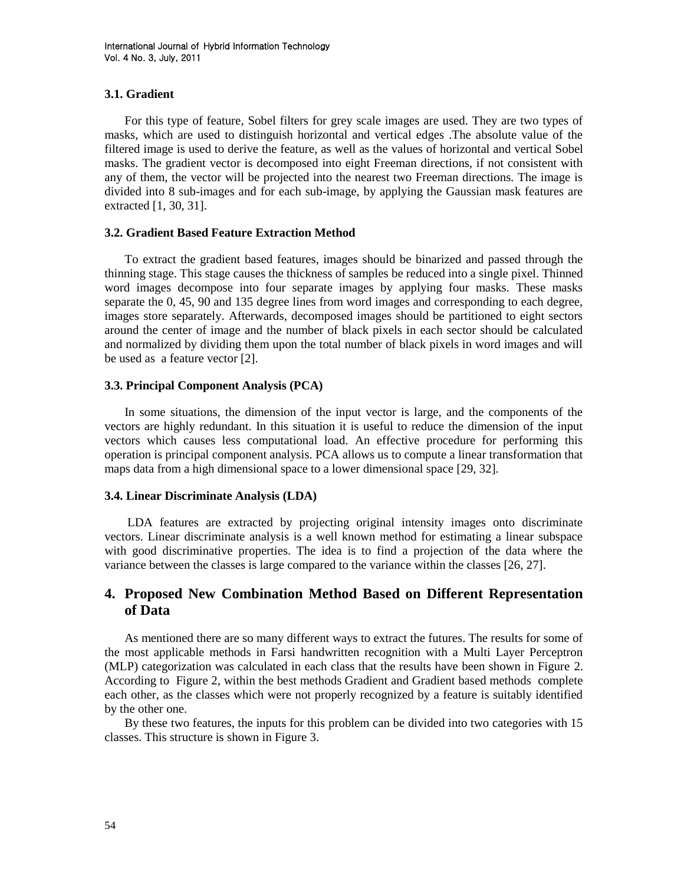### 3.1. Gradient

For this type of feature, Sobel filters for grey scale images are used. They are two types of masks, which are used to distinguish horizontal and vertical edges .The absolute value of the filtered image is used to derive the feature, as well as the values of horizontal and vertical Sobel masks. The gradient vector is decomposed into eight Freeman directions, if not consistent with any of them, the vector will be projected into the nearest two Freeman directions. The image is divided into 8 sub-images and for each sub-image, by applying the Gaussian mask features are extracted [1, 30, 31].

### 3.2. Gradient Based Feature Extraction Method

To extract the gradient based features, images should be binarized and passed through the thinning stage. This stage causes the thickness of samples be reduced into a single pixel. Thinned word images decompose into four separate images by applying four masks. These masks separate the 0, 45, 90 and 135 degree lines from word images and corresponding to each degree, images store separately. Afterwards, decomposed images should be partitioned to eight sectors around the center of image and the number of black pixels in each sector should be calculated and normalized by dividing them upon the total number of black pixels in word images and will be used as a feature vector [2].

### 3.3. Principal Component Analysis (PCA)

In some situations, the dimension of the input vector is large, and the components of the vectors are highly redundant. In this situation it is useful to reduce the dimension of the input vectors which causes less computational load. An effective procedure for performing this operation is principal component analysis. PCA allows us to compute a linear transformation that maps data from a high dimensional space to a lower dimensional space [29, 32].

### 3.4. Linear Discriminate Analysis (LDA)

LDA features are extracted by projecting original intensity images onto discriminate vectors. Linear discriminate analysis is a well known method for estimating a linear subspace with good discriminative properties. The idea is to find a projection of the data where the variance between the classes is large compared to the variance within the classes [26, 27].

## 4. Proposed New Combination Method Based on Different Representation of Data

As mentioned there are so many different ways to extract the futures. The results for some of the most applicable methods in Farsi handwritten recognition with a Multi Layer Perceptron (MLP) categorization was calculated in each class that the results have been shown in Figure 2. According to Figure 2, within the best methods Gradient and Gradient based methods complete each other, as the classes which were not properly recognized by a feature is suitably identified by the other one.

By these two features, the inputs for this problem can be divided into two categories with 15 classes. This structure is shown in Figure 3.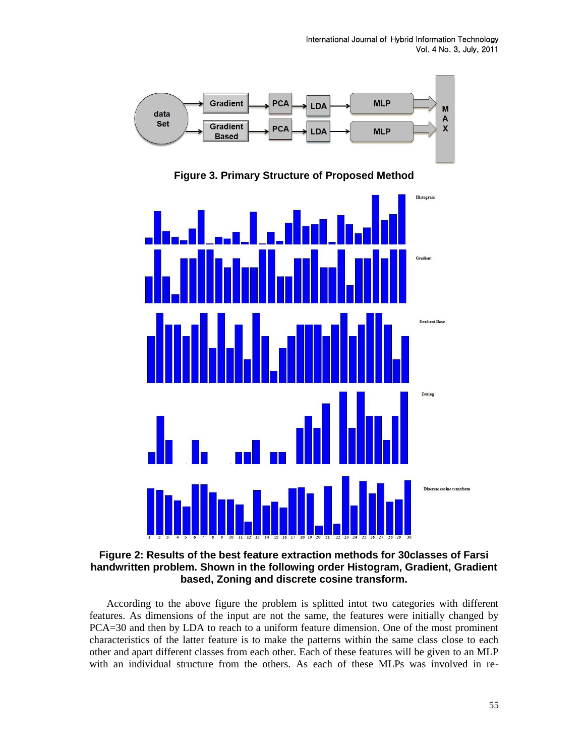Figure 3. Primary Structure of Proposed Method

Figure 2: Results of the best feature extraction methods for 30classes of Farsi handwritten problem. Shown in the following order Histogram, Gradient, Gradient based, Zoning and discrete cosine transform.

According to the above figure the problem is splitted intot two categories with different features. As dimensions of the input are not the same, the features were initially changed by PCA=30 and then by LDA to reach to a uniform feature dimension. One of the most prominent characteristics of the latter feature is to make the patterns within the same class close to each other and apart different classes from each other. Each of these features will be given to an MLP with an individual structure from the others. As each of these MLPs was involved in re-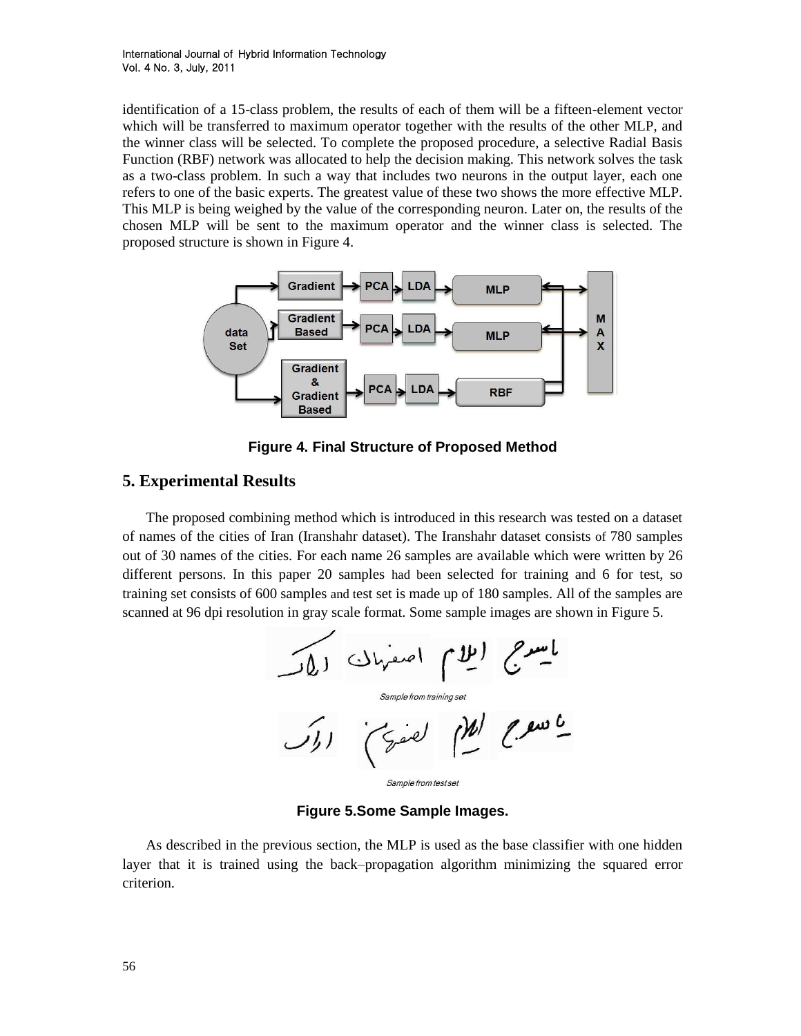identification of a 15-class problem, the results of each of them will be a fifteen-element vector which will be transferred to maximum operator together with the results of the other MLP, and the winner class will be selected. To complete the proposed procedure, a selective Radial Basis Function (RBF) network was allocated to help the decision making. This network solves the task as a two-class problem. In such a way that includes two neurons in the output layer, each one refers to one of the basic experts. The greatest value of these two shows the more effective MLP. This MLP is being weighed by the value of the corresponding neuron. Later on, the results of the chosen MLP will be sent to the maximum operator and the winner class is selected. The proposed structure is shown in Figure 4.

**Figure 4. Final Structure of Proposed Method**

## 5. Experimental Results

The proposed combining method which is introduced in this research was tested on a dataset of names of the cities of Iran (Iranshahr dataset). The Iranshahr dataset consists of 780 samples out of 30 names of the cities. For each name 26 samples are available which were written by 26 different persons. In this paper 20 samples had been selected for training and 6 for test, so training set consists of 600 samples and test set is made up of 180 samples. All of the samples are scanned at 96 dpi resolution in gray scale format. Some sample images are shown in Figure 5.

Sample from training set

Sample from test set

**Figure 5.Some Sample Images.**

As described in the previous section, the MLP is used as the base classifier with one hidden layer that it is trained using the back–propagation algorithm minimizing the squared error criterion.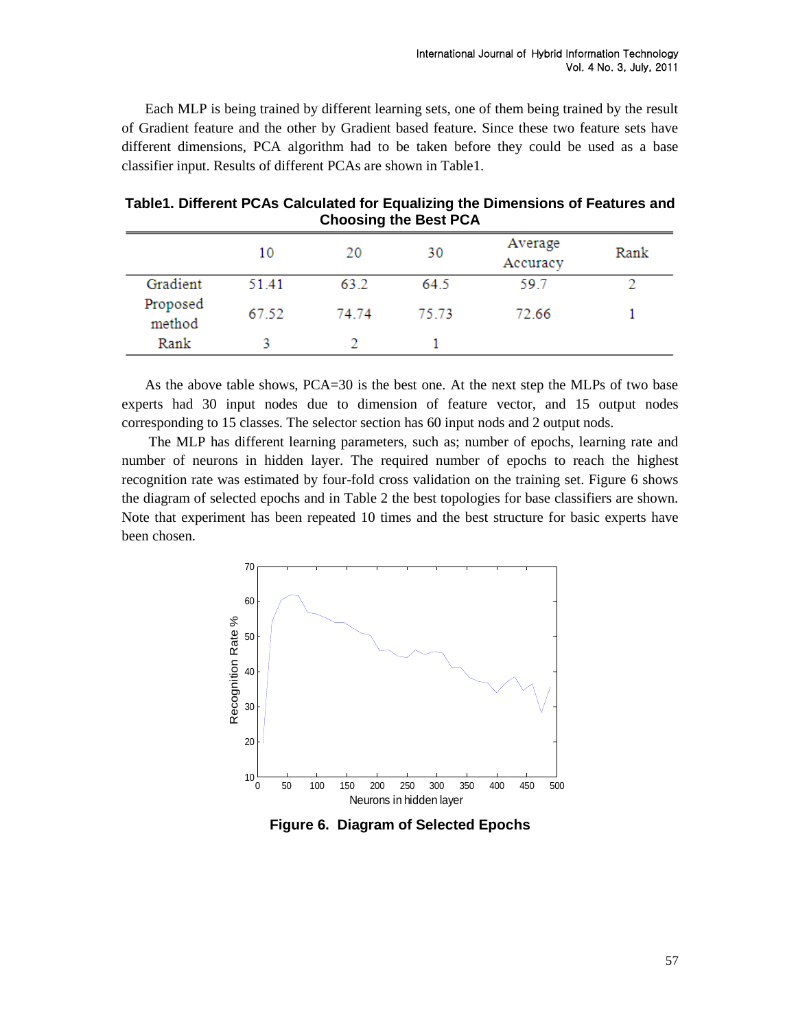Each MLP is being trained by different learning sets, one of them being trained by the result of Gradient feature and the other by Gradient based feature. Since these two feature sets have different dimensions, PCA algorithm had to be taken before they could be used as a base classifier input. Results of different PCAs are shown in Table1.

**Table1. Different PCAs Calculated for Equalizing the Dimensions of Features and Choosing the Best PCA**

| | 10 | 20 | 30 | Average Accuracy | Rank |
|---|---|---|---|---|---|
| Gradient | 51.41 | 63.2 | 64.5 | 59.7 | 2 |
| Proposed method | 67.52 | 74.74 | 75.73 | 72.66 | 1 |
| Rank | 3 | 2 | 1 | | |

As the above table shows, PCA=30 is the best one. At the next step the MLPs of two base experts had 30 input nodes due to dimension of feature vector, and 15 output nodes corresponding to 15 classes. The selector section has 60 input nods and 2 output nods.

The MLP has different learning parameters, such as; number of epochs, learning rate and number of neurons in hidden layer. The required number of epochs to reach the highest recognition rate was estimated by four-fold cross validation on the training set. Figure 6 shows the diagram of selected epochs and in Table 2 the best topologies for base classifiers are shown. Note that experiment has been repeated 10 times and the best structure for basic experts have been chosen.

**Figure 6. Diagram of Selected Epochs**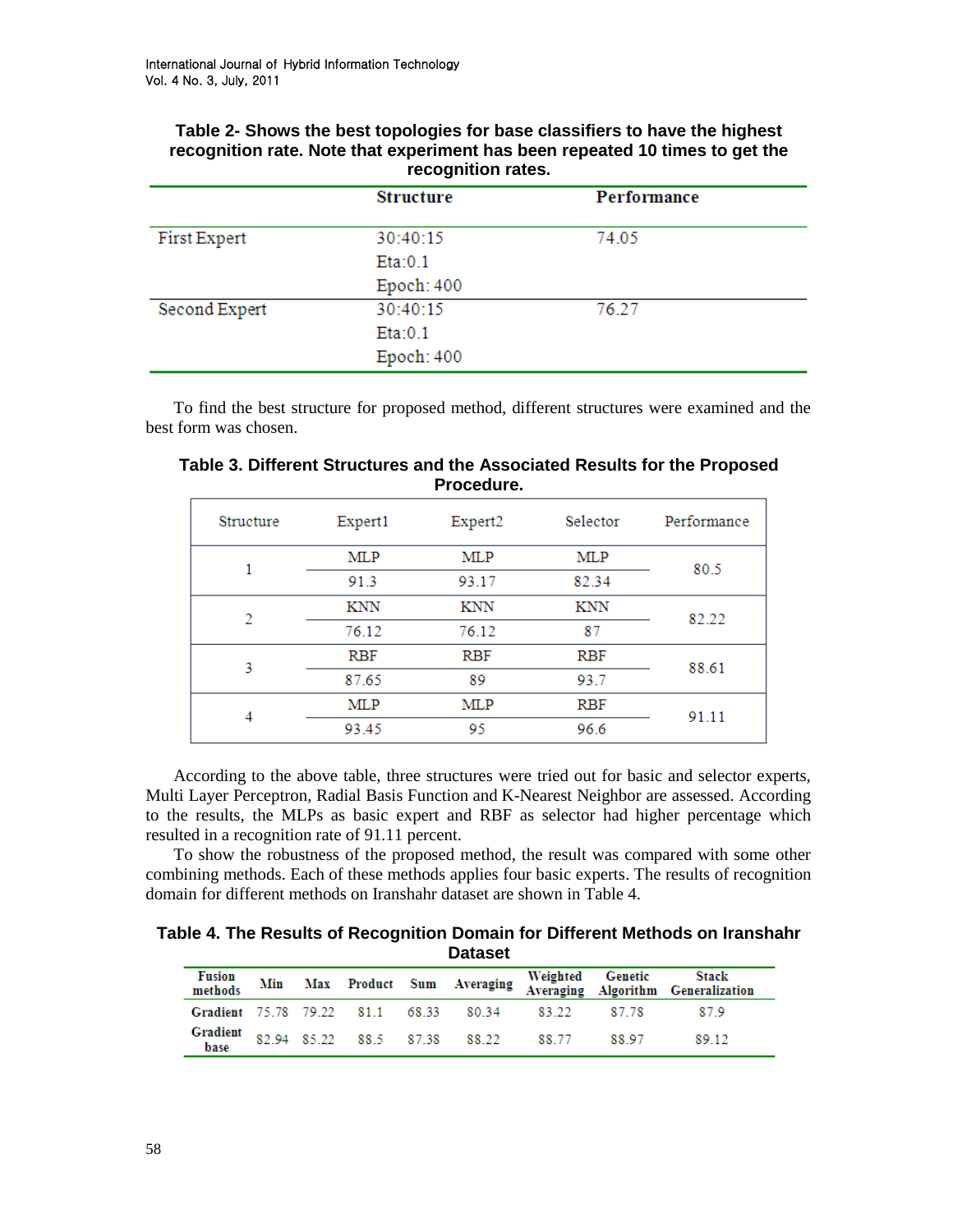**Table 2- Shows the best topologies for base classifiers to have the highest recognition rate. Note that experiment has been repeated 10 times to get the recognition rates.**

| | Structure | Performance |
|---|---|---|
| First Expert | 30:40:15<br>Eta:0.1<br>Epoch: 400 | 74.05 |
| Second Expert | 30:40:15<br>Eta:0.1<br>Epoch: 400 | 76.27 |

To find the best structure for proposed method, different structures were examined and the best form was chosen.

**Table 3. Different Structures and the Associated Results for the Proposed Procedure.**

| Structure | Expert1 | Expert2 | Selector | Performance |
|---|---|---|---|---|
| 1 | MLP | MLP | MLP | 80.5 |
| | 91.3 | 93.17 | 82.34 | |
| 2 | KNN | KNN | KNN | 82.22 |
| | 76.12 | 76.12 | 87 | |
| 3 | RBF | RBF | RBF | 88.61 |
| | 87.65 | 89 | 93.7 | |
| 4 | MLP | MLP | RBF | 91.11 |
| | 93.45 | 95 | 96.6 | |

According to the above table, three structures were tried out for basic and selector experts, Multi Layer Perceptron, Radial Basis Function and K-Nearest Neighbor are assessed. According to the results, the MLPs as basic expert and RBF as selector had higher percentage which resulted in a recognition rate of 91.11 percent.

To show the robustness of the proposed method, the result was compared with some other combining methods. Each of these methods applies four basic experts. The results of recognition domain for different methods on Iranshahr dataset are shown in Table 4.

**Table 4. The Results of Recognition Domain for Different Methods on Iranshahr Dataset**

| Fusion methods | Min | Max | Product | Sum | Averaging | Weighted Averaging | Genetic Algorithm | Stack Generalization |
|---|---|---|---|---|---|---|---|---|
| Gradient | 75.78 | 79.22 | 81.1 | 68.33 | 80.34 | 83.22 | 87.78 | 87.9 |
| Gradient base | 82.94 | 85.22 | 88.5 | 87.38 | 88.22 | 88.77 | 88.97 | 89.12 |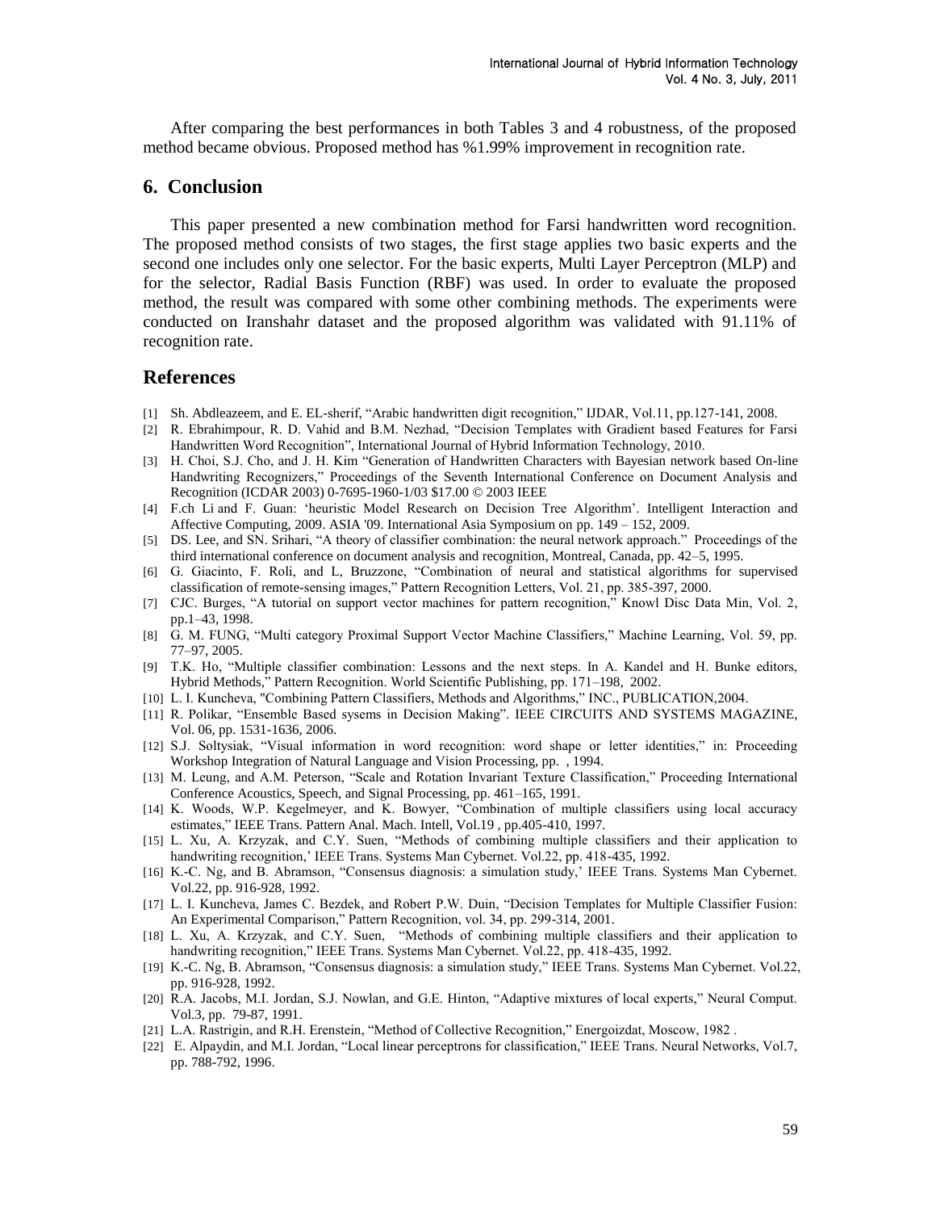After comparing the best performances in both Tables 3 and 4 robustness, of the proposed method became obvious. Proposed method has %1.99% improvement in recognition rate.

## 6. Conclusion

This paper presented a new combination method for Farsi handwritten word recognition. The proposed method consists of two stages, the first stage applies two basic experts and the second one includes only one selector. For the basic experts, Multi Layer Perceptron (MLP) and for the selector, Radial Basis Function (RBF) was used. In order to evaluate the proposed method, the result was compared with some other combining methods. The experiments were conducted on Iranshahr dataset and the proposed algorithm was validated with 91.11% of recognition rate.

## References

[1] Sh. Abdleazeem, and E. EL-sherif, "Arabic handwritten digit recognition," IJDAR, Vol.11, pp.127-141, 2008.

[2] R. Ebrahimpour, R. D. Vahid and B.M. Nezhad, "Decision Templates with Gradient based Features for Farsi Handwritten Word Recognition", International Journal of Hybrid Information Technology, 2010.

[3] H. Choi, S.J. Cho, and J. H. Kim "Generation of Handwritten Characters with Bayesian network based On-line Handwriting Recognizers," Proceedings of the Seventh International Conference on Document Analysis and Recognition (ICDAR 2003) 0-7695-1960-1/03 $17.00 © 2003 IEEE

[4] F.ch Li and F. Guan: 'heuristic Model Research on Decision Tree Algorithm'. Intelligent Interaction and Affective Computing, 2009. ASIA '09. International Asia Symposium on pp. 149 – 152, 2009.

[5] DS. Lee, and SN. Srihari, "A theory of classifier combination: the neural network approach." Proceedings of the third international conference on document analysis and recognition, Montreal, Canada, pp. 42–5, 1995.

[6] G. Giacinto, F. Roli, and L, Bruzzone, "Combination of neural and statistical algorithms for supervised classification of remote-sensing images," Pattern Recognition Letters, Vol. 21, pp. 385-397, 2000.

[7] CJC. Burges, "A tutorial on support vector machines for pattern recognition," Knowl Disc Data Min, Vol. 2, pp.1–43, 1998.

[8] G. M. FUNG, "Multi category Proximal Support Vector Machine Classifiers," Machine Learning, Vol. 59, pp. 77–97, 2005.

[9] T.K. Ho, "Multiple classifier combination: Lessons and the next steps. In A. Kandel and H. Bunke editors, Hybrid Methods," Pattern Recognition. World Scientific Publishing, pp. 171–198, 2002.

[10] L. I. Kuncheva, "Combining Pattern Classifiers, Methods and Algorithms," INC., PUBLICATION,2004.

[11] R. Polikar, "Ensemble Based sysems in Decision Making". IEEE CIRCUITS AND SYSTEMS MAGAZINE, Vol. 06, pp. 1531-1636, 2006.

[12] S.J. Soltysiak, "Visual information in word recognition: word shape or letter identities," in: Proceeding Workshop Integration of Natural Language and Vision Processing, pp. , 1994.

[13] M. Leung, and A.M. Peterson, "Scale and Rotation Invariant Texture Classification," Proceeding International Conference Acoustics, Speech, and Signal Processing, pp. 461–165, 1991.

[14] K. Woods, W.P. Kegelmeyer, and K. Bowyer, "Combination of multiple classifiers using local accuracy estimates," IEEE Trans. Pattern Anal. Mach. Intell, Vol.19 , pp.405-410, 1997.

[15] L. Xu, A. Krzyzak, and C.Y. Suen, "Methods of combining multiple classifiers and their application to handwriting recognition,' IEEE Trans. Systems Man Cybernet. Vol.22, pp. 418-435, 1992.

[16] K.-C. Ng, and B. Abramson, "Consensus diagnosis: a simulation study,' IEEE Trans. Systems Man Cybernet. Vol.22, pp. 916-928, 1992.

[17] L. I. Kuncheva, James C. Bezdek, and Robert P.W. Duin, "Decision Templates for Multiple Classifier Fusion: An Experimental Comparison," Pattern Recognition, vol. 34, pp. 299-314, 2001.

[18] L. Xu, A. Krzyzak, and C.Y. Suen, "Methods of combining multiple classifiers and their application to handwriting recognition," IEEE Trans. Systems Man Cybernet. Vol.22, pp. 418-435, 1992.

[19] K.-C. Ng, B. Abramson, "Consensus diagnosis: a simulation study," IEEE Trans. Systems Man Cybernet. Vol.22, pp. 916-928, 1992.

[20] R.A. Jacobs, M.I. Jordan, S.J. Nowlan, and G.E. Hinton, "Adaptive mixtures of local experts," Neural Comput. Vol.3, pp. 79-87, 1991.

[21] L.A. Rastrigin, and R.H. Erenstein, "Method of Collective Recognition," Energoizdat, Moscow, 1982 .

[22] E. Alpaydin, and M.I. Jordan, "Local linear perceptrons for classification," IEEE Trans. Neural Networks, Vol.7, pp. 788-792, 1996.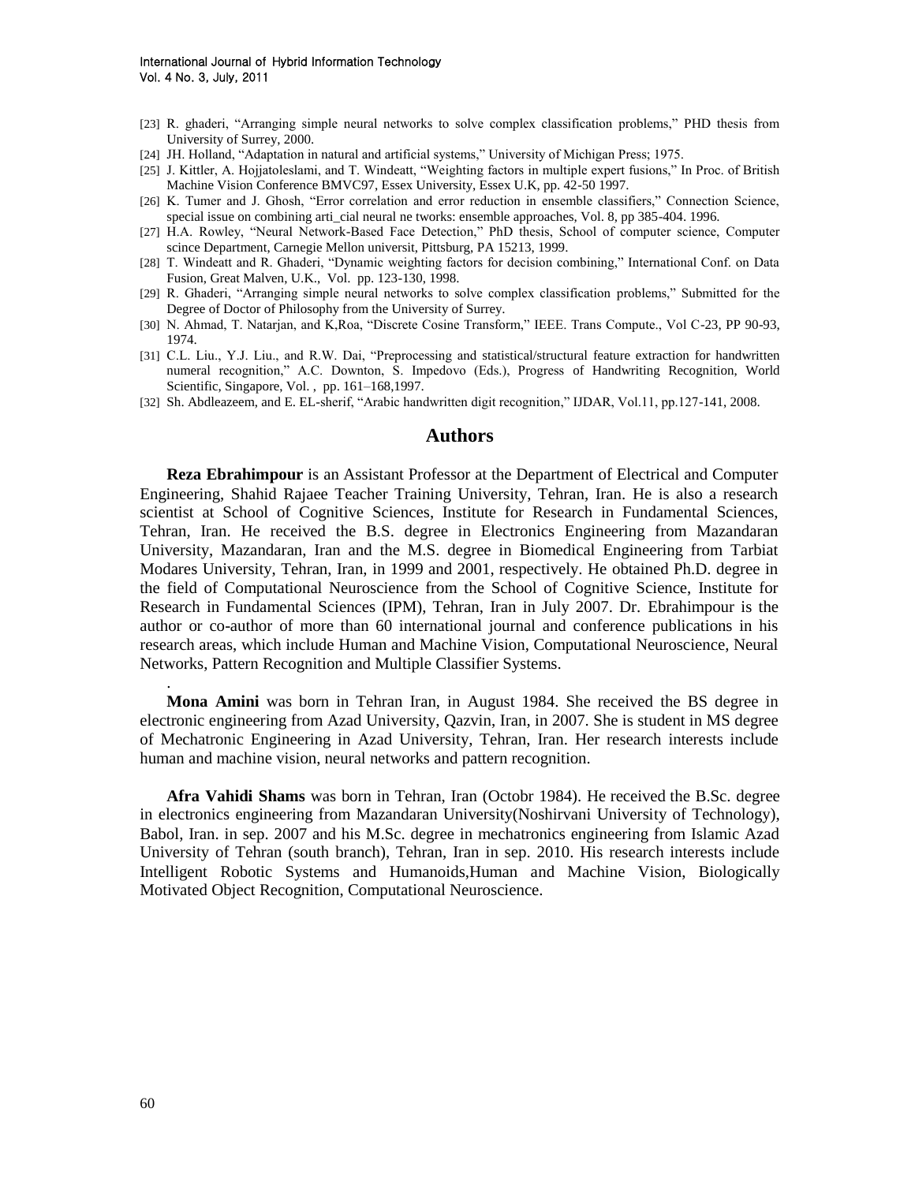[23] R. ghaderi, "Arranging simple neural networks to solve complex classification problems," PHD thesis from University of Surrey, 2000.

[24] JH. Holland, "Adaptation in natural and artificial systems," University of Michigan Press; 1975.

[25] J. Kittler, A. Hojjatoleslami, and T. Windeatt, "Weighting factors in multiple expert fusions," In Proc. of British Machine Vision Conference BMVC97, Essex University, Essex U.K, pp. 42-50 1997.

[26] K. Tumer and J. Ghosh, "Error correlation and error reduction in ensemble classifiers," Connection Science, special issue on combining arti_cial neural ne tworks: ensemble approaches, Vol. 8, pp 385-404. 1996.

[27] H.A. Rowley, "Neural Network-Based Face Detection," PhD thesis, School of computer science, Computer scince Department, Carnegie Mellon universit, Pittsburg, PA 15213, 1999.

[28] T. Windeatt and R. Ghaderi, "Dynamic weighting factors for decision combining," International Conf. on Data Fusion, Great Malven, U.K., Vol. pp. 123-130, 1998.

[29] R. Ghaderi, "Arranging simple neural networks to solve complex classification problems," Submitted for the Degree of Doctor of Philosophy from the University of Surrey.

[30] N. Ahmad, T. Natarjan, and K,Roa, "Discrete Cosine Transform," IEEE. Trans Compute., Vol C-23, PP 90-93, 1974.

[31] C.L. Liu., Y.J. Liu., and R.W. Dai, "Preprocessing and statistical/structural feature extraction for handwritten numeral recognition," A.C. Downton, S. Impedovo (Eds.), Progress of Handwriting Recognition, World Scientific, Singapore, Vol. , pp. 161–168,1997.

[32] Sh. Abdleazeem, and E. EL-sherif, "Arabic handwritten digit recognition," IJDAR, Vol.11, pp.127-141, 2008.

## Authors

**Reza Ebrahimpour** is an Assistant Professor at the Department of Electrical and Computer Engineering, Shahid Rajaee Teacher Training University, Tehran, Iran. He is also a research scientist at School of Cognitive Sciences, Institute for Research in Fundamental Sciences, Tehran, Iran. He received the B.S. degree in Electronics Engineering from Mazandaran University, Mazandaran, Iran and the M.S. degree in Biomedical Engineering from Tarbiat Modares University, Tehran, Iran, in 1999 and 2001, respectively. He obtained Ph.D. degree in the field of Computational Neuroscience from the School of Cognitive Science, Institute for Research in Fundamental Sciences (IPM), Tehran, Iran in July 2007. Dr. Ebrahimpour is the author or co-author of more than 60 international journal and conference publications in his research areas, which include Human and Machine Vision, Computational Neuroscience, Neural Networks, Pattern Recognition and Multiple Classifier Systems.

.

**Mona Amini** was born in Tehran Iran, in August 1984. She received the BS degree in electronic engineering from Azad University, Qazvin, Iran, in 2007. She is student in MS degree of Mechatronic Engineering in Azad University, Tehran, Iran. Her research interests include human and machine vision, neural networks and pattern recognition.

**Afra Vahidi Shams** was born in Tehran, Iran (Octobr 1984). He received the B.Sc. degree in electronics engineering from Mazandaran University(Noshirvani University of Technology), Babol, Iran. in sep. 2007 and his M.Sc. degree in mechatronics engineering from Islamic Azad University of Tehran (south branch), Tehran, Iran in sep. 2010. His research interests include Intelligent Robotic Systems and Humanoids,Human and Machine Vision, Biologically Motivated Object Recognition, Computational Neuroscience.